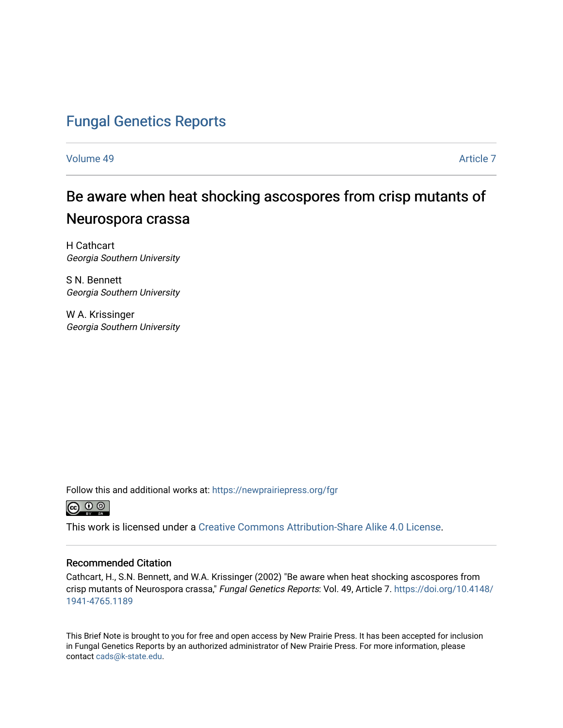# Fungal Genetics Reports

Volume 49 Article 7

## Be aware when heat shocking ascospores from crisp mutants of Neurospora crassa

H Cathcart
*Georgia Southern University*

S N. Bennett
*Georgia Southern University*

W A. Krissinger
*Georgia Southern University*

Follow this and additional works at: https://newprairiepress.org/fgr

This work is licensed under a Creative Commons Attribution-Share Alike 4.0 License.

### Recommended Citation

Cathcart, H., S.N. Bennett, and W.A. Krissinger (2002) "Be aware when heat shocking ascospores from crisp mutants of Neurospora crassa," *Fungal Genetics Reports*: Vol. 49, Article 7. https://doi.org/10.4148/1941-4765.1189

This Brief Note is brought to you for free and open access by New Prairie Press. It has been accepted for inclusion in Fungal Genetics Reports by an authorized administrator of New Prairie Press. For more information, please contact cads@k-state.edu.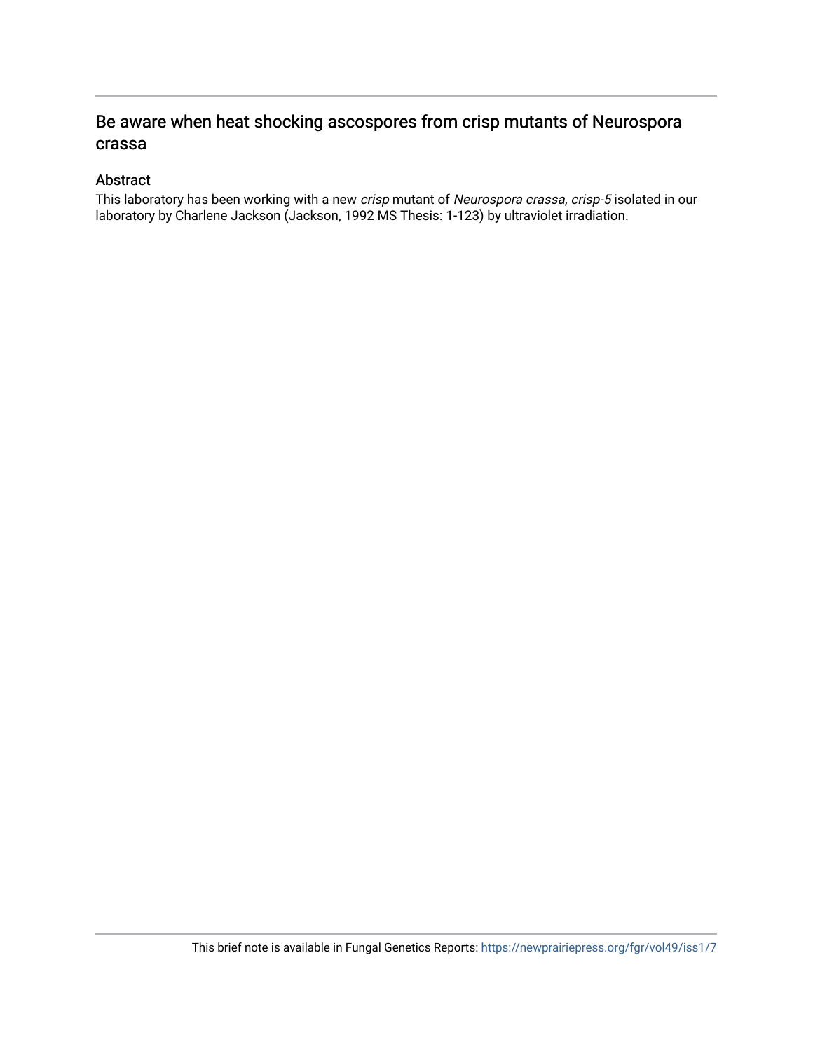# Be aware when heat shocking ascospores from crisp mutants of Neurospora crassa

## Abstract

This laboratory has been working with a new *crisp* mutant of *Neurospora crassa, crisp-5* isolated in our laboratory by Charlene Jackson (Jackson, 1992 MS Thesis: 1-123) by ultraviolet irradiation.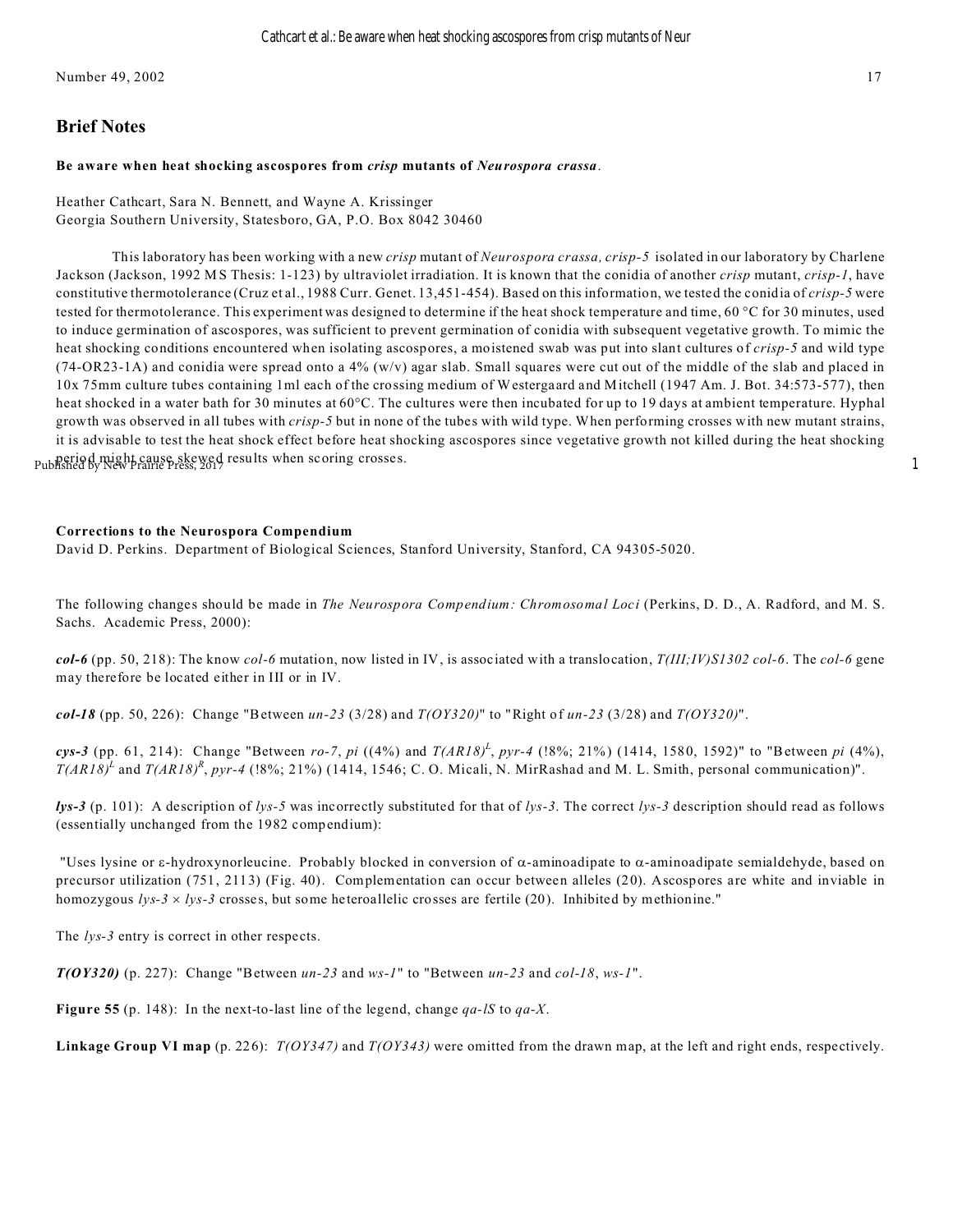## Brief Notes

**Be aware when heat shocking ascospores from *crisp* mutants of *Neurospora crassa*.**

Heather Cathcart, Sara N. Bennett, and Wayne A. Krissinger
Georgia Southern University, Statesboro, GA, P.O. Box 8042 30460

This laboratory has been working with a new *crisp* mutant of *Neurospora crassa, crisp-5* isolated in our laboratory by Charlene Jackson (Jackson, 1992 MS Thesis: 1-123) by ultraviolet irradiation. It is known that the conidia of another *crisp* mutant, *crisp-1*, have constitutive thermotolerance (Cruz et al., 1988 Curr. Genet. 13,451-454). Based on this information, we tested the conidia of *crisp-5* were tested for thermotolerance. This experiment was designed to determine if the heat shock temperature and time, 60 °C for 30 minutes, used to induce germination of ascospores, was sufficient to prevent germination of conidia with subsequent vegetative growth. To mimic the heat shocking conditions encountered when isolating ascospores, a moistened swab was put into slant cultures of *crisp-5* and wild type (74-OR23-1A) and conidia were spread onto a 4% (w/v) agar slab. Small squares were cut out of the middle of the slab and placed in 10x 75mm culture tubes containing 1ml each of the crossing medium of Westergaard and Mitchell (1947 Am. J. Bot. 34:573-577), then heat shocked in a water bath for 30 minutes at 60°C. The cultures were then incubated for up to 19 days at ambient temperature. Hyphal growth was observed in all tubes with *crisp-5* but in none of the tubes with wild type. When performing crosses with new mutant strains, it is advisable to test the heat shock effect before heat shocking ascospores since vegetative growth not killed during the heat shocking period might cause skewed results when scoring crosses.

**Corrections to the Neurospora Compendium**

David D. Perkins. Department of Biological Sciences, Stanford University, Stanford, CA 94305-5020.

The following changes should be made in *The Neurospora Compendium: Chromosomal Loci* (Perkins, D. D., A. Radford, and M. S. Sachs. Academic Press, 2000):

***col-6*** (pp. 50, 218): The know *col-6* mutation, now listed in IV, is associated with a translocation, *T(III;IV)S1302 col-6*. The *col-6* gene may therefore be located either in III or in IV.

***col-18*** (pp. 50, 226): Change "Between *un-23* (3/28) and *T(OY320)*" to "Right of *un-23* (3/28) and *T(OY320)*".

***cys-3*** (pp. 61, 214): Change "Between *ro-7*, *pi* ((4%) and *T(AR18)*$^{L}$, *pyr-4* (!8%; 21%) (1414, 1580, 1592)" to "Between *pi* (4%), *T(AR18)*$^{L}$ and *T(AR18)*$^{R}$, *pyr-4* (!8%; 21%) (1414, 1546; C. O. Micali, N. MirRashad and M. L. Smith, personal communication)".

***lys-3*** (p. 101): A description of *lys-5* was incorrectly substituted for that of *lys-3*. The correct *lys-3* description should read as follows (essentially unchanged from the 1982 compendium):

"Uses lysine or ε-hydroxynorleucine. Probably blocked in conversion of α-aminoadipate to α-aminoadipate semialdehyde, based on precursor utilization (751, 2113) (Fig. 40). Complementation can occur between alleles (20). Ascospores are white and inviable in homozygous *lys-3* × *lys-3* crosses, but some heteroallelic crosses are fertile (20). Inhibited by methionine."

The *lys-3* entry is correct in other respects.

***T(OY320)*** (p. 227): Change "Between *un-23* and *ws-1*" to "Between *un-23* and *col-18*, *ws-1*".

**Figure 55** (p. 148): In the next-to-last line of the legend, change *qa-lS* to *qa-X*.

**Linkage Group VI map** (p. 226): *T(OY347)* and *T(OY343)* were omitted from the drawn map, at the left and right ends, respectively.